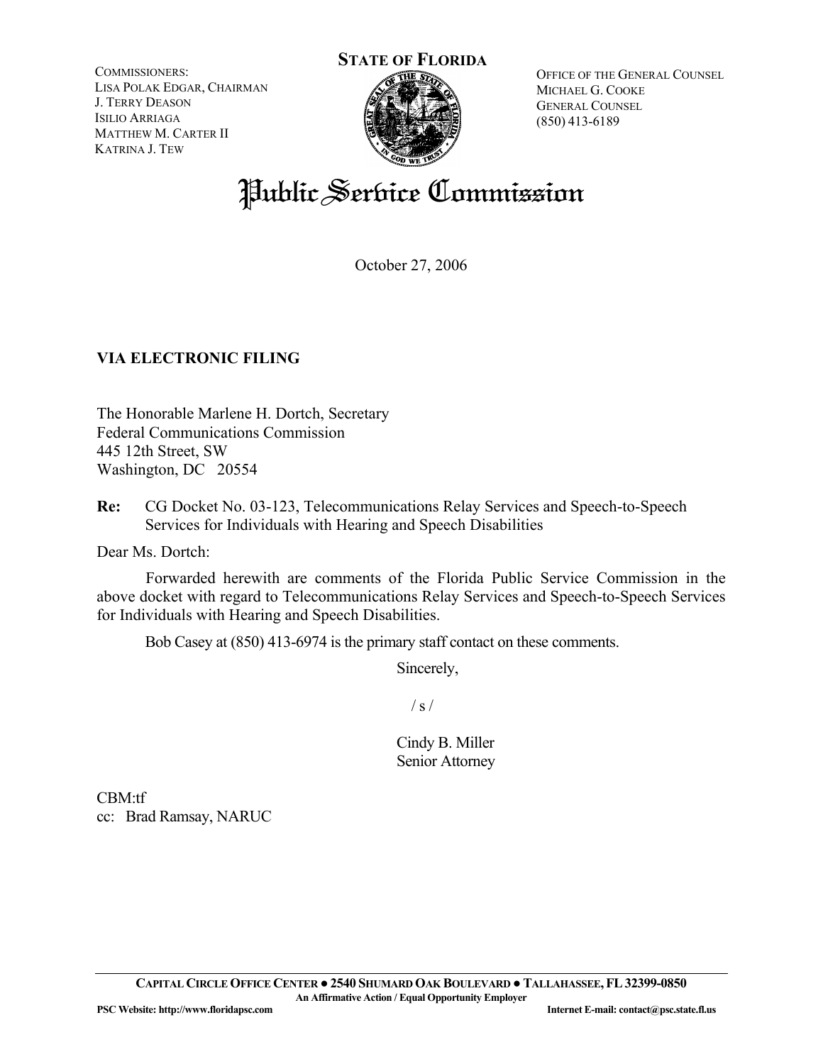**STATE OF FLORIDA**

COMMISSIONERS:
LISA POLAK EDGAR, CHAIRMAN
J. TERRY DEASON
ISILIO ARRIAGA
MATTHEW M. CARTER II
KATRINA J. TEW

OFFICE OF THE GENERAL COUNSEL
MICHAEL G. COOKE
GENERAL COUNSEL
(850) 413-6189

# Public Service Commission

October 27, 2006

**VIA ELECTRONIC FILING**

The Honorable Marlene H. Dortch, Secretary
Federal Communications Commission
445 12th Street, SW
Washington, DC 20554

**Re:** CG Docket No. 03-123, Telecommunications Relay Services and Speech-to-Speech Services for Individuals with Hearing and Speech Disabilities

Dear Ms. Dortch:

Forwarded herewith are comments of the Florida Public Service Commission in the above docket with regard to Telecommunications Relay Services and Speech-to-Speech Services for Individuals with Hearing and Speech Disabilities.

Bob Casey at (850) 413-6974 is the primary staff contact on these comments.

Sincerely,

/ s /

Cindy B. Miller
Senior Attorney

CBM:tf
cc: Brad Ramsay, NARUC

**CAPITAL CIRCLE OFFICE CENTER ● 2540 SHUMARD OAK BOULEVARD ● TALLAHASSEE, FL 32399-0850**
**An Affirmative Action / Equal Opportunity Employer**
**PSC Website: http://www.floridapsc.com** **Internet E-mail: contact@psc.state.fl.us**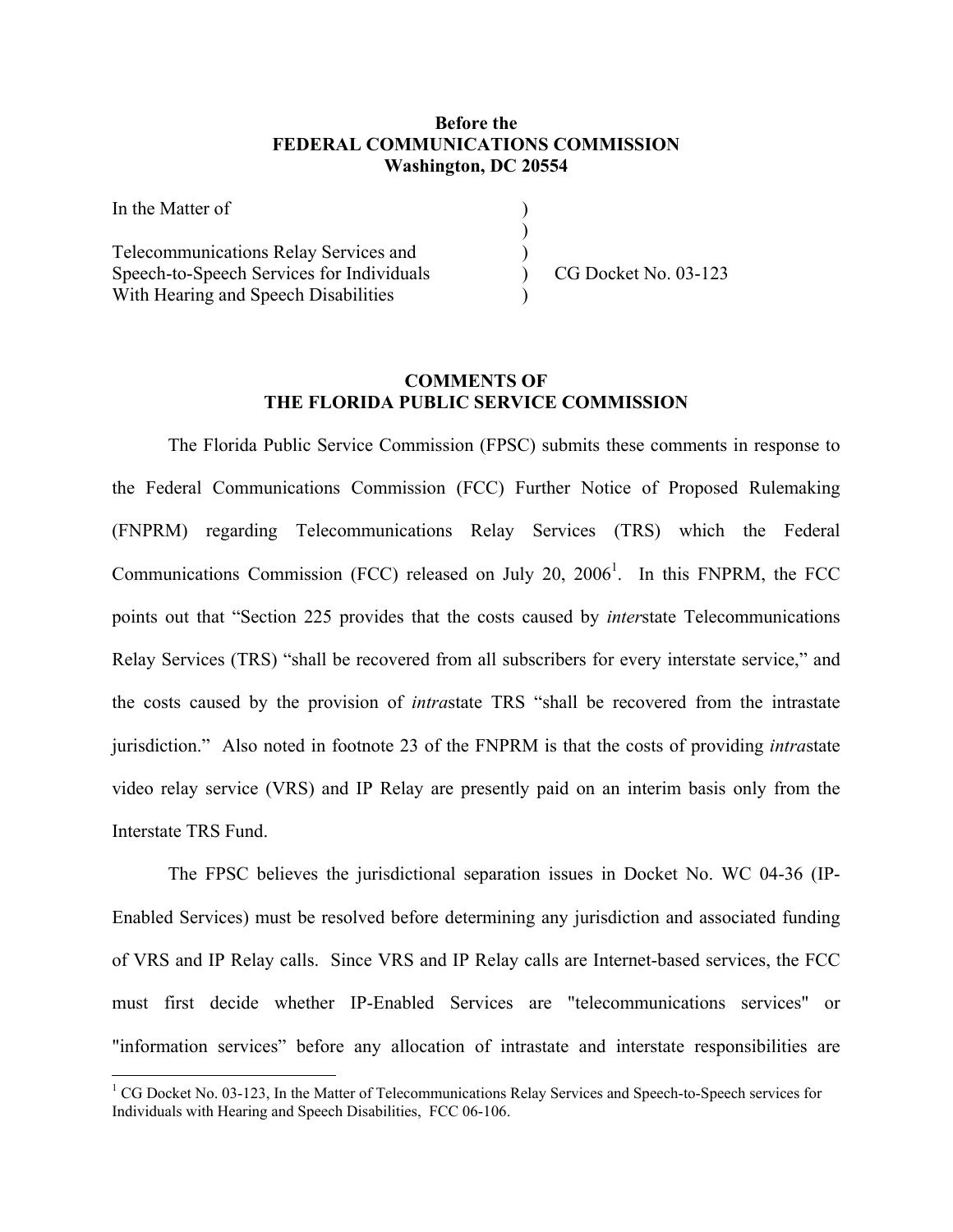**Before the**
**FEDERAL COMMUNICATIONS COMMISSION**
**Washington, DC 20554**

| | | |
|---|---|---|
| In the Matter of | ) | |
| | ) | |
| Telecommunications Relay Services and | ) | |
| Speech-to-Speech Services for Individuals | ) | CG Docket No. 03-123 |
| With Hearing and Speech Disabilities | ) | |

**COMMENTS OF**
**THE FLORIDA PUBLIC SERVICE COMMISSION**

The Florida Public Service Commission (FPSC) submits these comments in response to the Federal Communications Commission (FCC) Further Notice of Proposed Rulemaking (FNPRM) regarding Telecommunications Relay Services (TRS) which the Federal Communications Commission (FCC) released on July 20, 2006[1]. In this FNPRM, the FCC points out that "Section 225 provides that the costs caused by *inter*state Telecommunications Relay Services (TRS) "shall be recovered from all subscribers for every interstate service," and the costs caused by the provision of *intra*state TRS "shall be recovered from the intrastate jurisdiction." Also noted in footnote 23 of the FNPRM is that the costs of providing *intra*state video relay service (VRS) and IP Relay are presently paid on an interim basis only from the Interstate TRS Fund.

The FPSC believes the jurisdictional separation issues in Docket No. WC 04-36 (IP-Enabled Services) must be resolved before determining any jurisdiction and associated funding of VRS and IP Relay calls. Since VRS and IP Relay calls are Internet-based services, the FCC must first decide whether IP-Enabled Services are "telecommunications services" or "information services" before any allocation of intrastate and interstate responsibilities are

[1] CG Docket No. 03-123, In the Matter of Telecommunications Relay Services and Speech-to-Speech services for Individuals with Hearing and Speech Disabilities, FCC 06-106.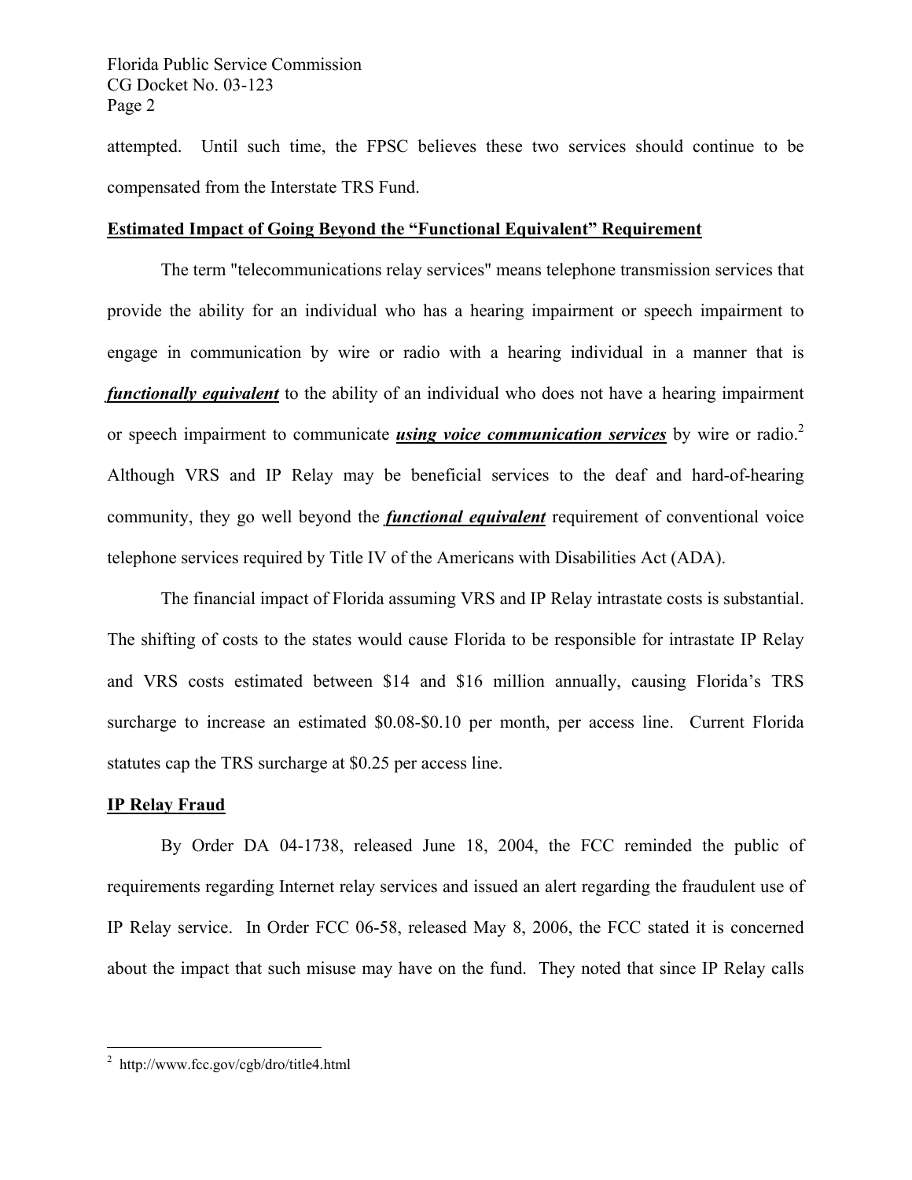attempted. Until such time, the FPSC believes these two services should continue to be compensated from the Interstate TRS Fund.

**Estimated Impact of Going Beyond the "Functional Equivalent" Requirement**

The term "telecommunications relay services" means telephone transmission services that provide the ability for an individual who has a hearing impairment or speech impairment to engage in communication by wire or radio with a hearing individual in a manner that is ***functionally equivalent*** to the ability of an individual who does not have a hearing impairment or speech impairment to communicate ***using voice communication services*** by wire or radio.[2] Although VRS and IP Relay may be beneficial services to the deaf and hard-of-hearing community, they go well beyond the ***functional equivalent*** requirement of conventional voice telephone services required by Title IV of the Americans with Disabilities Act (ADA).

The financial impact of Florida assuming VRS and IP Relay intrastate costs is substantial. The shifting of costs to the states would cause Florida to be responsible for intrastate IP Relay and VRS costs estimated between $14 and $16 million annually, causing Florida's TRS surcharge to increase an estimated $0.08-$0.10 per month, per access line. Current Florida statutes cap the TRS surcharge at $0.25 per access line.

**IP Relay Fraud**

By Order DA 04-1738, released June 18, 2004, the FCC reminded the public of requirements regarding Internet relay services and issued an alert regarding the fraudulent use of IP Relay service. In Order FCC 06-58, released May 8, 2006, the FCC stated it is concerned about the impact that such misuse may have on the fund. They noted that since IP Relay calls

---

[2] http://www.fcc.gov/cgb/dro/title4.html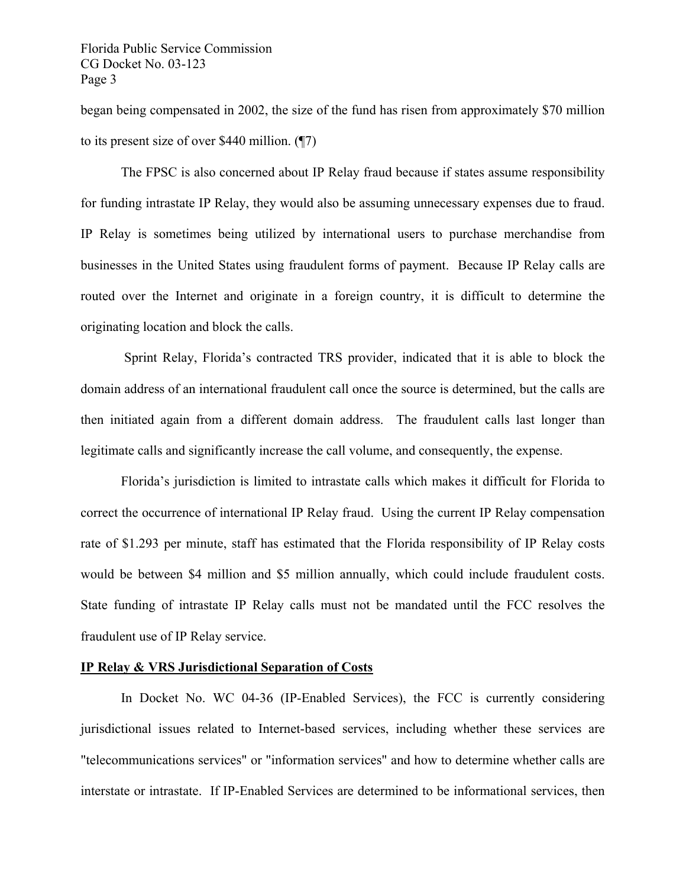began being compensated in 2002, the size of the fund has risen from approximately $70 million to its present size of over $440 million. (¶7)

The FPSC is also concerned about IP Relay fraud because if states assume responsibility for funding intrastate IP Relay, they would also be assuming unnecessary expenses due to fraud. IP Relay is sometimes being utilized by international users to purchase merchandise from businesses in the United States using fraudulent forms of payment. Because IP Relay calls are routed over the Internet and originate in a foreign country, it is difficult to determine the originating location and block the calls.

Sprint Relay, Florida's contracted TRS provider, indicated that it is able to block the domain address of an international fraudulent call once the source is determined, but the calls are then initiated again from a different domain address. The fraudulent calls last longer than legitimate calls and significantly increase the call volume, and consequently, the expense.

Florida's jurisdiction is limited to intrastate calls which makes it difficult for Florida to correct the occurrence of international IP Relay fraud. Using the current IP Relay compensation rate of $1.293 per minute, staff has estimated that the Florida responsibility of IP Relay costs would be between $4 million and $5 million annually, which could include fraudulent costs. State funding of intrastate IP Relay calls must not be mandated until the FCC resolves the fraudulent use of IP Relay service.

**IP Relay & VRS Jurisdictional Separation of Costs**

In Docket No. WC 04-36 (IP-Enabled Services), the FCC is currently considering jurisdictional issues related to Internet-based services, including whether these services are "telecommunications services" or "information services" and how to determine whether calls are interstate or intrastate. If IP-Enabled Services are determined to be informational services, then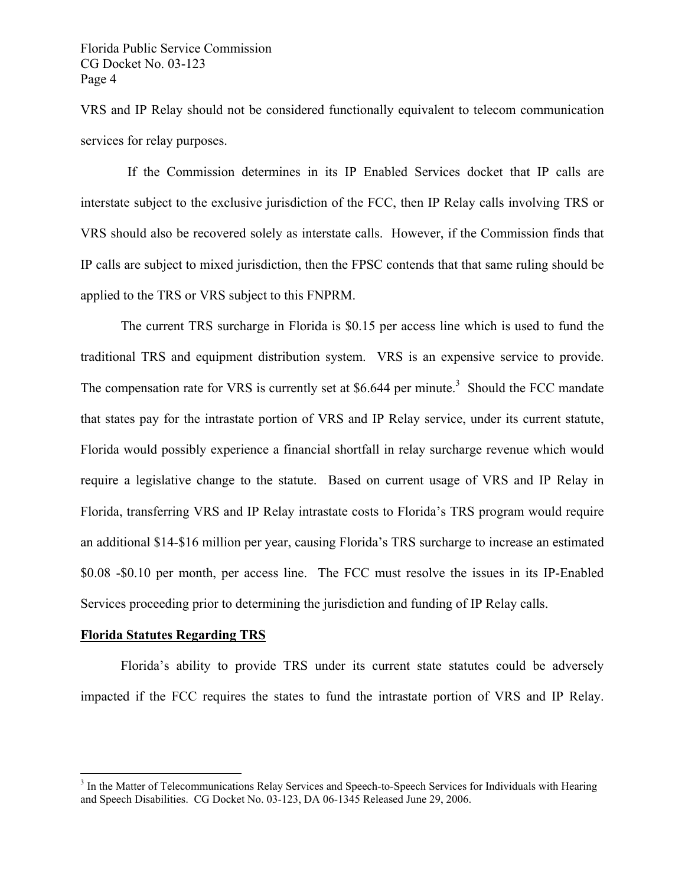VRS and IP Relay should not be considered functionally equivalent to telecom communication services for relay purposes.

If the Commission determines in its IP Enabled Services docket that IP calls are interstate subject to the exclusive jurisdiction of the FCC, then IP Relay calls involving TRS or VRS should also be recovered solely as interstate calls. However, if the Commission finds that IP calls are subject to mixed jurisdiction, then the FPSC contends that that same ruling should be applied to the TRS or VRS subject to this FNPRM.

The current TRS surcharge in Florida is $0.15 per access line which is used to fund the traditional TRS and equipment distribution system. VRS is an expensive service to provide. The compensation rate for VRS is currently set at $6.644 per minute.[3] Should the FCC mandate that states pay for the intrastate portion of VRS and IP Relay service, under its current statute, Florida would possibly experience a financial shortfall in relay surcharge revenue which would require a legislative change to the statute. Based on current usage of VRS and IP Relay in Florida, transferring VRS and IP Relay intrastate costs to Florida's TRS program would require an additional $14-$16 million per year, causing Florida's TRS surcharge to increase an estimated $0.08 -$0.10 per month, per access line. The FCC must resolve the issues in its IP-Enabled Services proceeding prior to determining the jurisdiction and funding of IP Relay calls.

**<u>Florida Statutes Regarding TRS</u>**

Florida's ability to provide TRS under its current state statutes could be adversely impacted if the FCC requires the states to fund the intrastate portion of VRS and IP Relay.

---

[3] In the Matter of Telecommunications Relay Services and Speech-to-Speech Services for Individuals with Hearing and Speech Disabilities. CG Docket No. 03-123, DA 06-1345 Released June 29, 2006.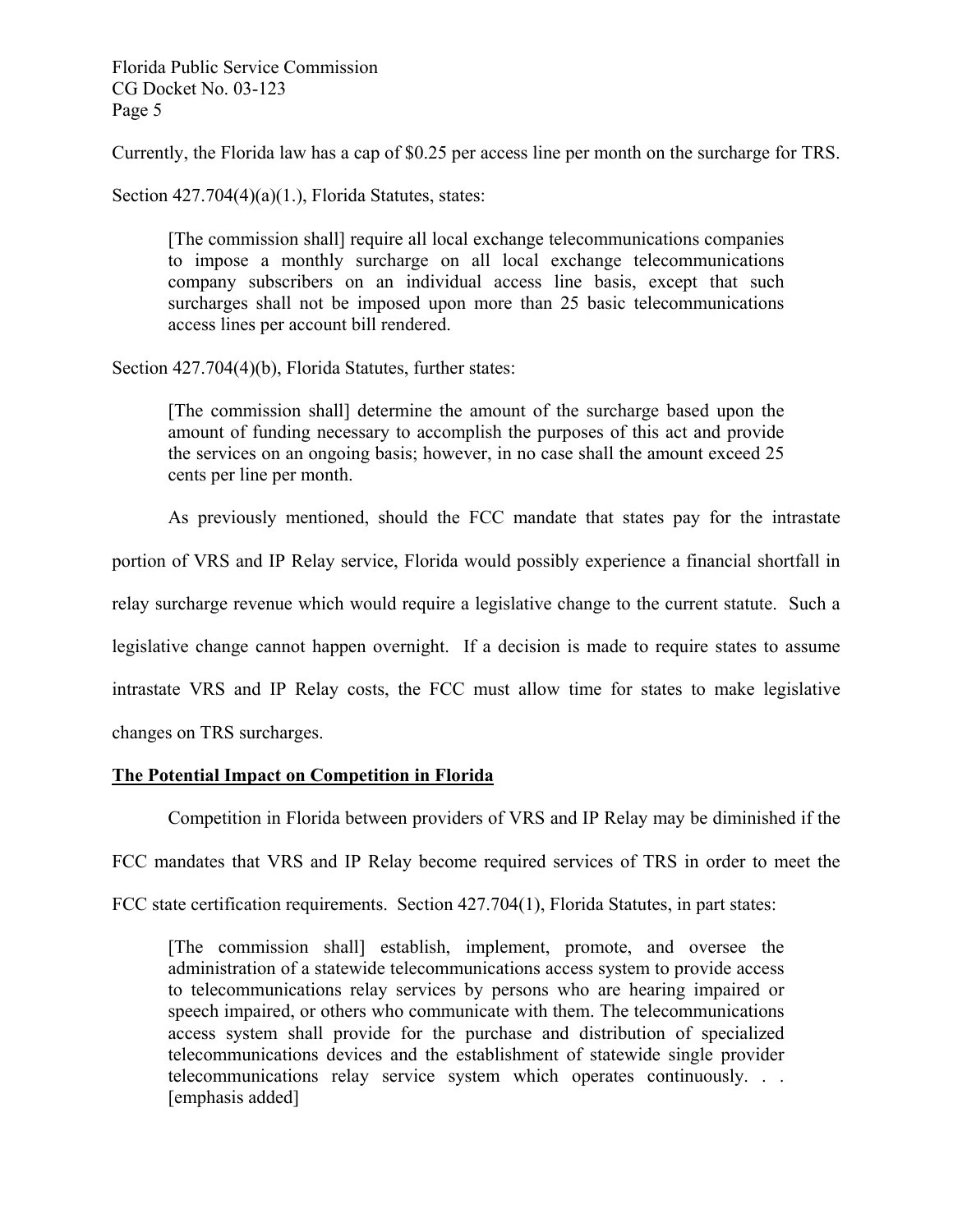Currently, the Florida law has a cap of $0.25 per access line per month on the surcharge for TRS.

Section 427.704(4)(a)(1.), Florida Statutes, states:

> [The commission shall] require all local exchange telecommunications companies to impose a monthly surcharge on all local exchange telecommunications company subscribers on an individual access line basis, except that such surcharges shall not be imposed upon more than 25 basic telecommunications access lines per account bill rendered.

Section 427.704(4)(b), Florida Statutes, further states:

> [The commission shall] determine the amount of the surcharge based upon the amount of funding necessary to accomplish the purposes of this act and provide the services on an ongoing basis; however, in no case shall the amount exceed 25 cents per line per month.

As previously mentioned, should the FCC mandate that states pay for the intrastate portion of VRS and IP Relay service, Florida would possibly experience a financial shortfall in relay surcharge revenue which would require a legislative change to the current statute. Such a legislative change cannot happen overnight. If a decision is made to require states to assume intrastate VRS and IP Relay costs, the FCC must allow time for states to make legislative changes on TRS surcharges.

**<u>The Potential Impact on Competition in Florida</u>**

Competition in Florida between providers of VRS and IP Relay may be diminished if the FCC mandates that VRS and IP Relay become required services of TRS in order to meet the FCC state certification requirements. Section 427.704(1), Florida Statutes, in part states:

> [The commission shall] establish, implement, promote, and oversee the administration of a statewide telecommunications access system to provide access to telecommunications relay services by persons who are hearing impaired or speech impaired, or others who communicate with them. The telecommunications access system shall provide for the purchase and distribution of specialized telecommunications devices and the establishment of statewide single provider telecommunications relay service system which operates continuously. . . [emphasis added]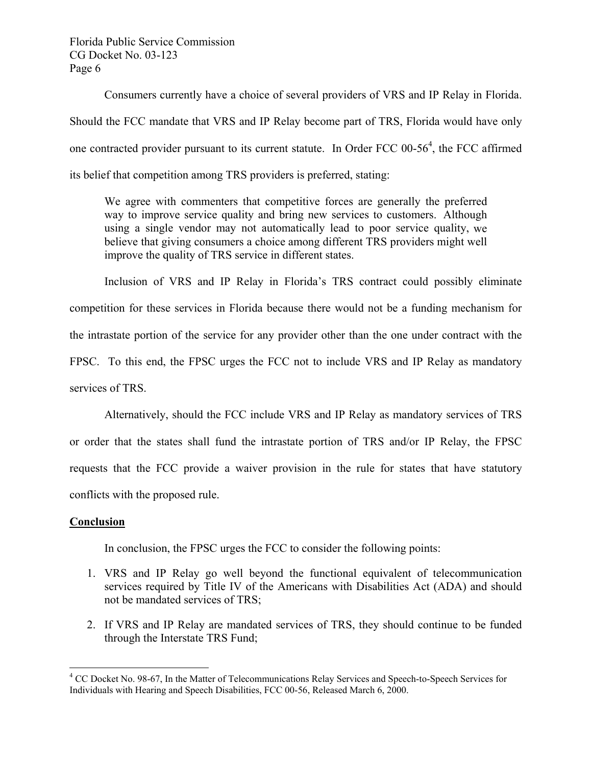Consumers currently have a choice of several providers of VRS and IP Relay in Florida. Should the FCC mandate that VRS and IP Relay become part of TRS, Florida would have only one contracted provider pursuant to its current statute. In Order FCC 00-56[4], the FCC affirmed its belief that competition among TRS providers is preferred, stating:

> We agree with commenters that competitive forces are generally the preferred way to improve service quality and bring new services to customers. Although using a single vendor may not automatically lead to poor service quality, we believe that giving consumers a choice among different TRS providers might well improve the quality of TRS service in different states.

Inclusion of VRS and IP Relay in Florida's TRS contract could possibly eliminate competition for these services in Florida because there would not be a funding mechanism for the intrastate portion of the service for any provider other than the one under contract with the FPSC. To this end, the FPSC urges the FCC not to include VRS and IP Relay as mandatory services of TRS.

Alternatively, should the FCC include VRS and IP Relay as mandatory services of TRS or order that the states shall fund the intrastate portion of TRS and/or IP Relay, the FPSC requests that the FCC provide a waiver provision in the rule for states that have statutory conflicts with the proposed rule.

## Conclusion

In conclusion, the FPSC urges the FCC to consider the following points:

1. VRS and IP Relay go well beyond the functional equivalent of telecommunication services required by Title IV of the Americans with Disabilities Act (ADA) and should not be mandated services of TRS;
2. If VRS and IP Relay are mandated services of TRS, they should continue to be funded through the Interstate TRS Fund;

---

[4] CC Docket No. 98-67, In the Matter of Telecommunications Relay Services and Speech-to-Speech Services for Individuals with Hearing and Speech Disabilities, FCC 00-56, Released March 6, 2000.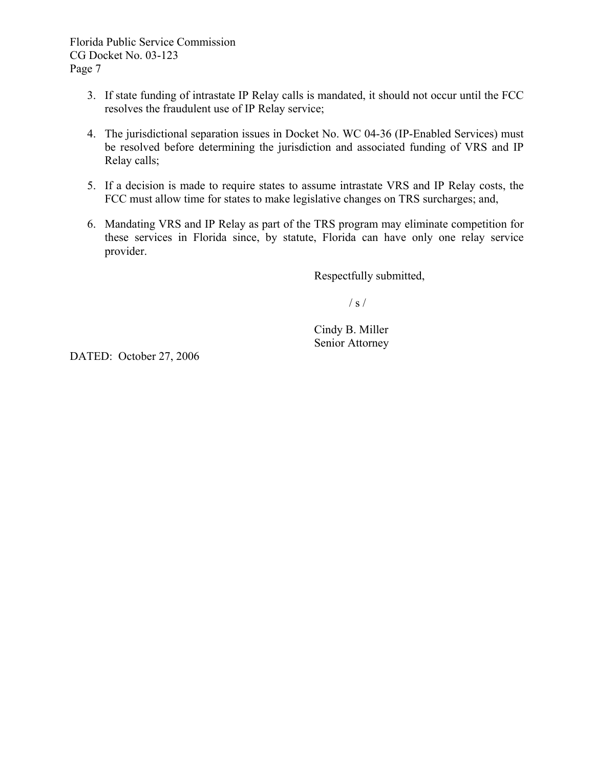3. If state funding of intrastate IP Relay calls is mandated, it should not occur until the FCC resolves the fraudulent use of IP Relay service;

4. The jurisdictional separation issues in Docket No. WC 04-36 (IP-Enabled Services) must be resolved before determining the jurisdiction and associated funding of VRS and IP Relay calls;

5. If a decision is made to require states to assume intrastate VRS and IP Relay costs, the FCC must allow time for states to make legislative changes on TRS surcharges; and,

6. Mandating VRS and IP Relay as part of the TRS program may eliminate competition for these services in Florida since, by statute, Florida can have only one relay service provider.

Respectfully submitted,

/ s /

Cindy B. Miller
Senior Attorney

DATED: October 27, 2006